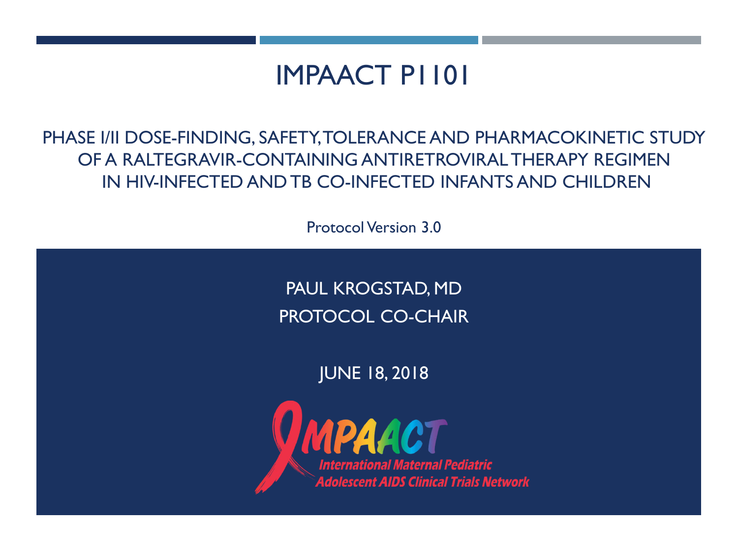# IMPAACT P1101

## PHASE I/II DOSE-FINDING, SAFETY, TOLERANCE AND PHARMACOKINETIC STUDY OF A RALTEGRAVIR-CONTAINING ANTIRETROVIRAL THERAPY REGIMEN IN HIV-INFECTED AND TB CO-INFECTED INFANTS AND CHILDREN

Protocol Version 3.0

PAUL KROGSTAD, MD

PROTOCOL CO-CHAIR

JUNE 18, 2018

IMPAACT

International Maternal Pediatric Adolescent AIDS Clinical Trials Network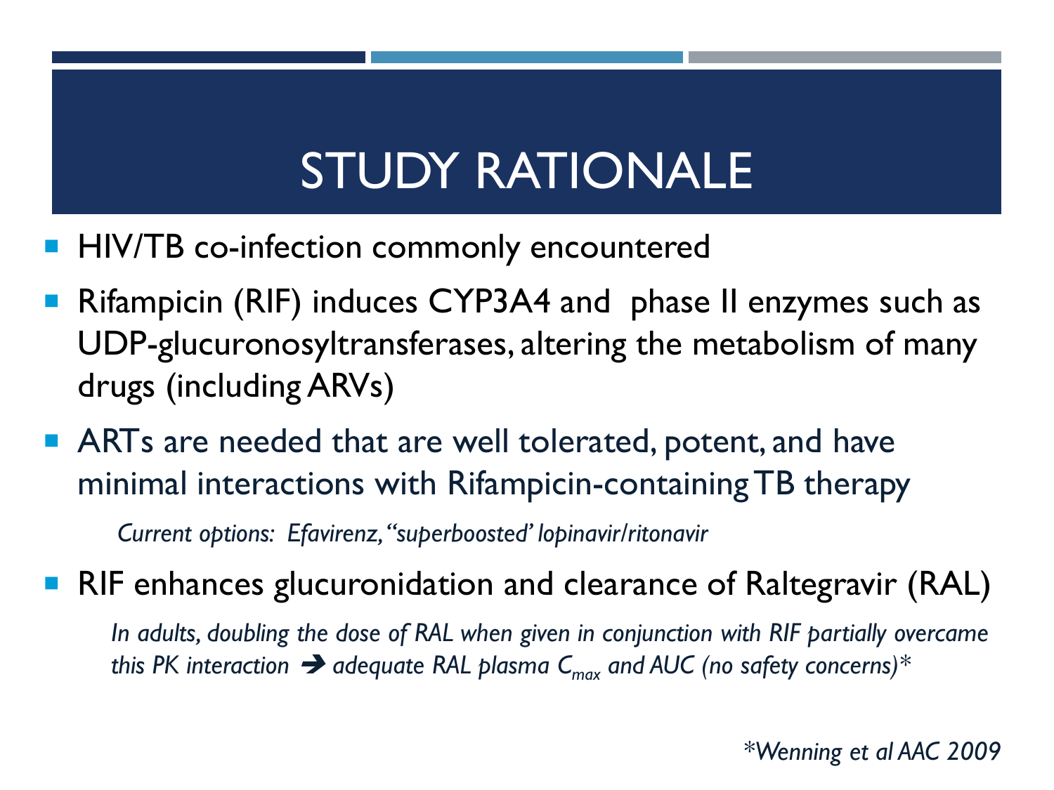# STUDY RATIONALE

- HIV/TB co-infection commonly encountered
- Rifampicin (RIF) induces CYP3A4 and phase II enzymes such as UDP-glucuronosyltransferases, altering the metabolism of many drugs (including ARVs)
- ARTs are needed that are well tolerated, potent, and have minimal interactions with Rifampicin-containing TB therapy

  *Current options: Efavirenz, "superboosted' lopinavir/ritonavir*

- RIF enhances glucuronidation and clearance of Raltegravir (RAL)

  *In adults, doubling the dose of RAL when given in conjunction with RIF partially overcame this PK interaction ➔ adequate RAL plasma $C_{max}$ and AUC (no safety concerns)**

*\*Wenning et al AAC 2009*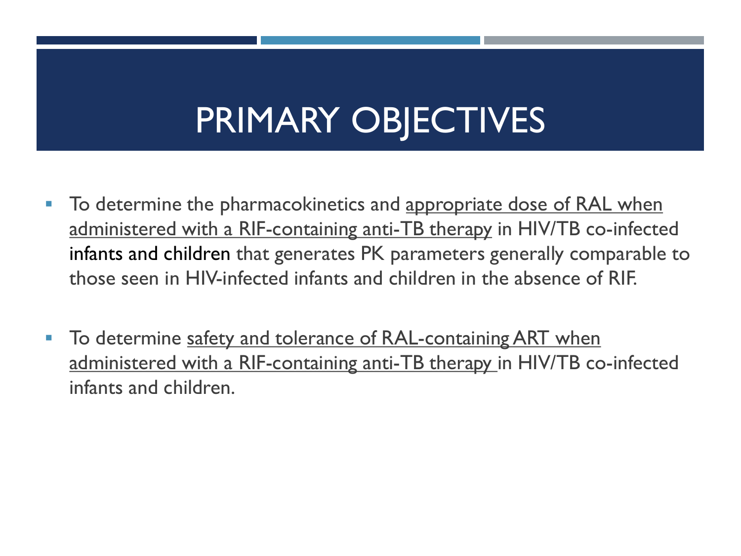# PRIMARY OBJECTIVES

- To determine the pharmacokinetics and appropriate dose of RAL when administered with a RIF-containing anti-TB therapy in HIV/TB co-infected infants and children that generates PK parameters generally comparable to those seen in HIV-infected infants and children in the absence of RIF.

- To determine safety and tolerance of RAL-containing ART when administered with a RIF-containing anti-TB therapy in HIV/TB co-infected infants and children.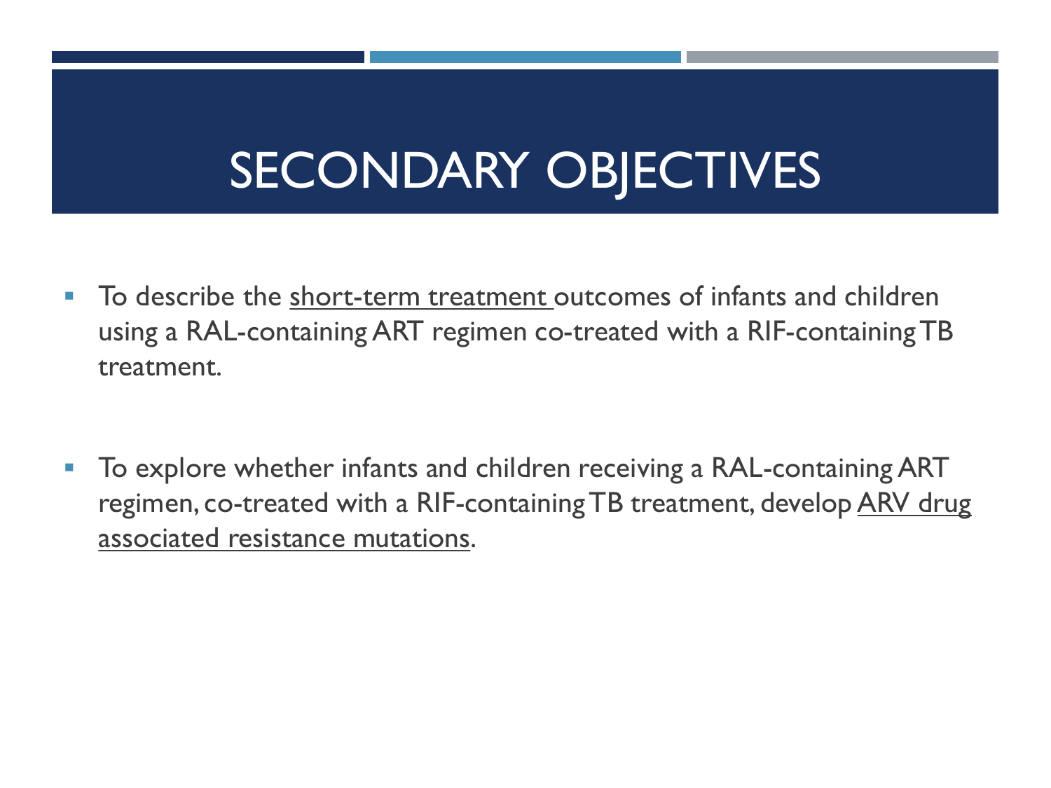# SECONDARY OBJECTIVES

- To describe the <u>short-term treatment</u> outcomes of infants and children using a RAL-containing ART regimen co-treated with a RIF-containing TB treatment.

- To explore whether infants and children receiving a RAL-containing ART regimen, co-treated with a RIF-containing TB treatment, develop <u>ARV drug associated resistance mutations</u>.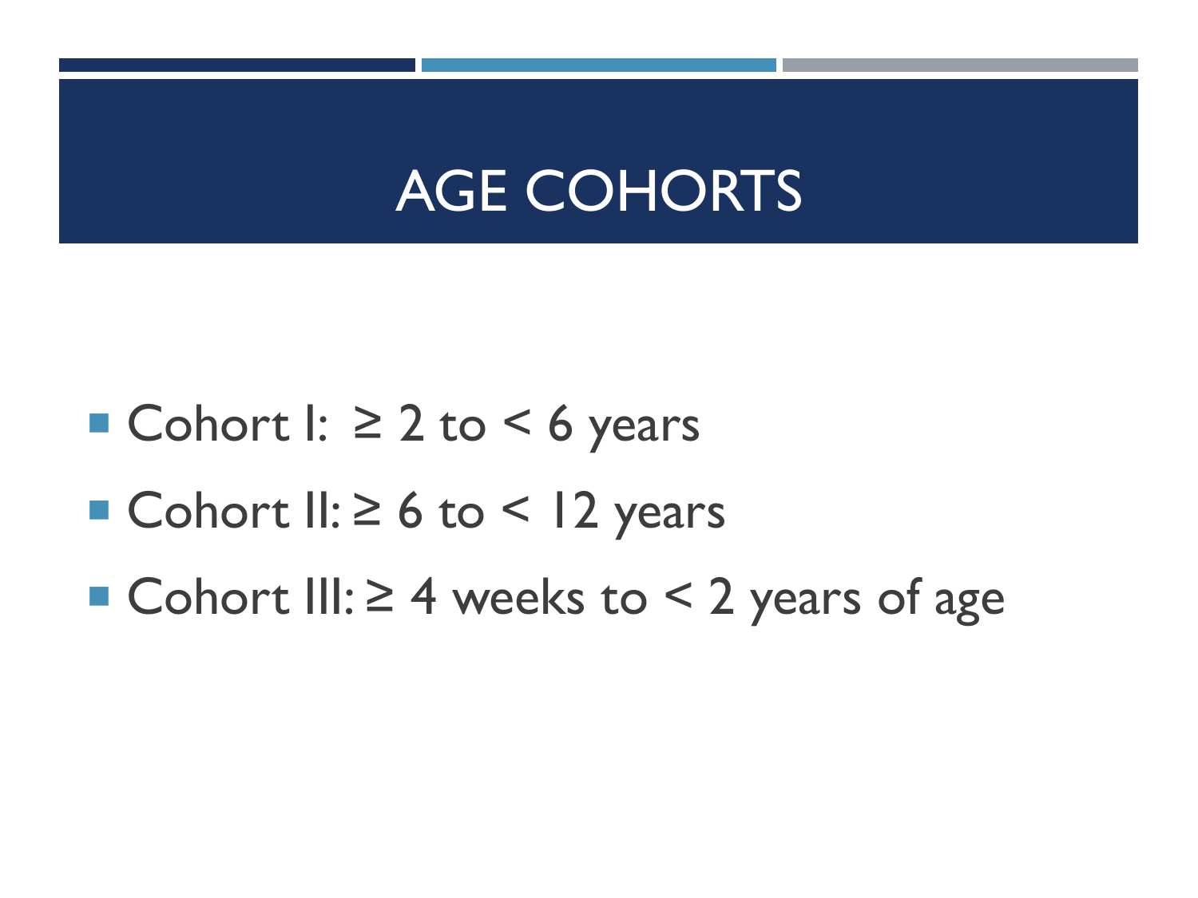# AGE COHORTS

- Cohort I: ≥ 2 to < 6 years
- Cohort II: ≥ 6 to < 12 years
- Cohort III: ≥ 4 weeks to < 2 years of age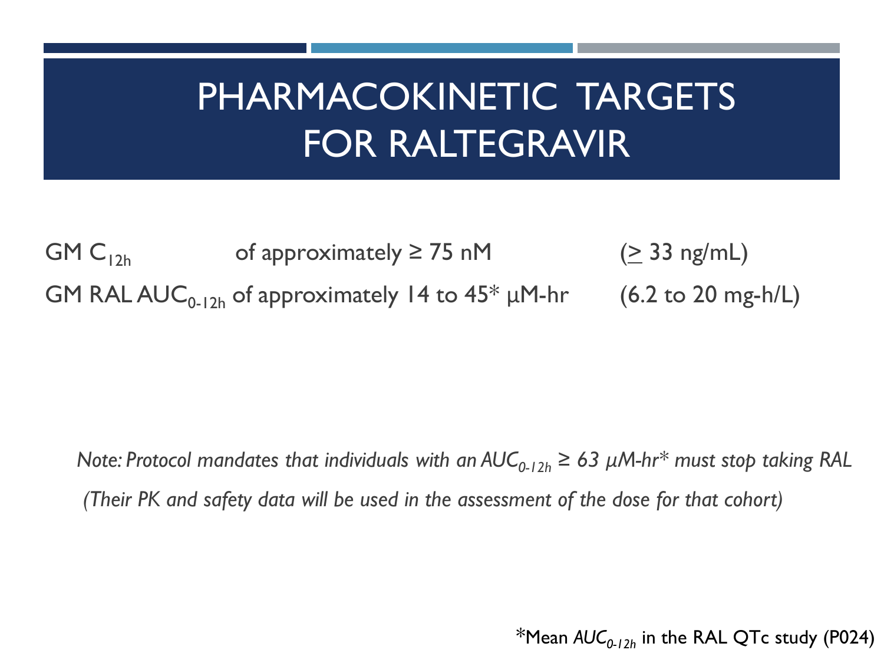# PHARMACOKINETIC TARGETS FOR RALTEGRAVIR

GM $C_{12h}$ of approximately ≥ 75 nM (≥ 33 ng/mL)

GM RAL $AUC_{0\text{-}12h}$ of approximately 14 to 45* μM-hr (6.2 to 20 mg-h/L)

*Note: Protocol mandates that individuals with an $AUC_{0\text{-}12h}$ ≥ 63 μM-hr* must stop taking RAL*

*(Their PK and safety data will be used in the assessment of the dose for that cohort)*

*Mean $AUC_{0\text{-}12h}$ in the RAL QTc study (P024)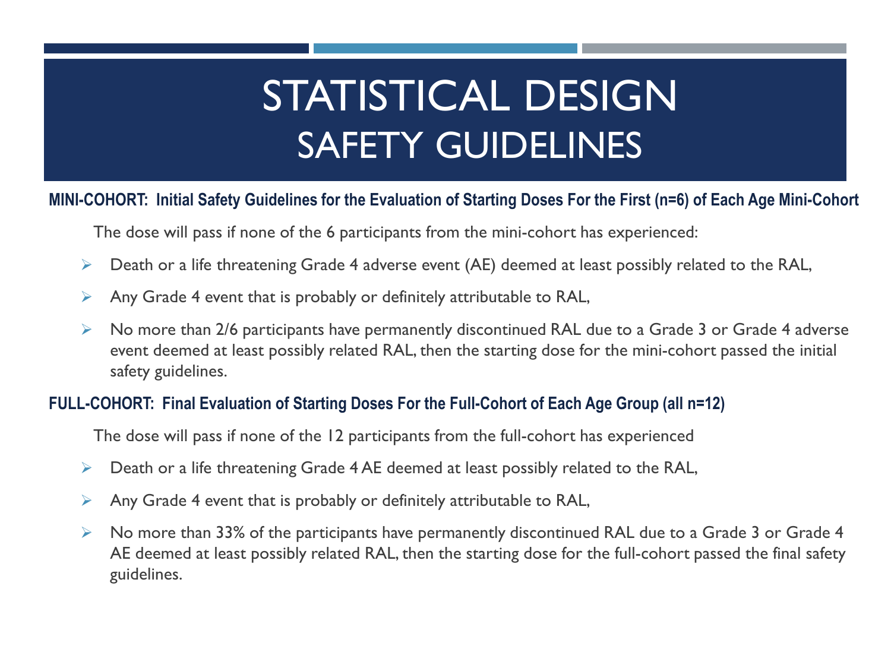# STATISTICAL DESIGN
## SAFETY GUIDELINES

**MINI-COHORT: Initial Safety Guidelines for the Evaluation of Starting Doses For the First (n=6) of Each Age Mini-Cohort**

The dose will pass if none of the 6 participants from the mini-cohort has experienced:

- Death or a life threatening Grade 4 adverse event (AE) deemed at least possibly related to the RAL,
- Any Grade 4 event that is probably or definitely attributable to RAL,
- No more than 2/6 participants have permanently discontinued RAL due to a Grade 3 or Grade 4 adverse event deemed at least possibly related RAL, then the starting dose for the mini-cohort passed the initial safety guidelines.

**FULL-COHORT: Final Evaluation of Starting Doses For the Full-Cohort of Each Age Group (all n=12)**

The dose will pass if none of the 12 participants from the full-cohort has experienced

- Death or a life threatening Grade 4 AE deemed at least possibly related to the RAL,
- Any Grade 4 event that is probably or definitely attributable to RAL,
- No more than 33% of the participants have permanently discontinued RAL due to a Grade 3 or Grade 4 AE deemed at least possibly related RAL, then the starting dose for the full-cohort passed the final safety guidelines.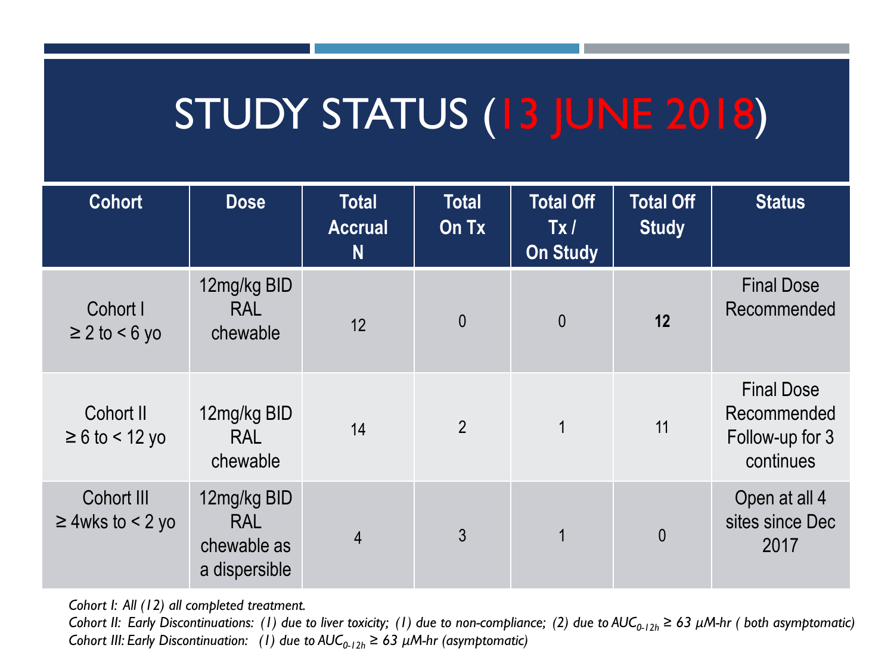# STUDY STATUS (13 JUNE 2018)

| Cohort | Dose | Total Accrual N | Total On Tx | Total Off Tx / On Study | Total Off Study | Status |
|---|---|---|---|---|---|---|
| Cohort I ≥ 2 to < 6 yo | 12mg/kg BID RAL chewable | 12 | 0 | 0 | **12** | Final Dose Recommended |
| Cohort II ≥ 6 to < 12 yo | 12mg/kg BID RAL chewable | 14 | 2 | 1 | 11 | Final Dose Recommended Follow-up for 3 continues |
| Cohort III ≥ 4wks to < 2 yo | 12mg/kg BID RAL chewable as a dispersible | 4 | 3 | 1 | 0 | Open at all 4 sites since Dec 2017 |

*Cohort I: All (12) all completed treatment.*

*Cohort II: Early Discontinuations: (1) due to liver toxicity; (1) due to non-compliance; (2) due to $AUC_{0\text{-}12h} \geq 63$ μM-hr ( both asymptomatic)*

*Cohort III: Early Discontinuation: (1) due to $AUC_{0\text{-}12h} \geq 63$ μM-hr (asymptomatic)*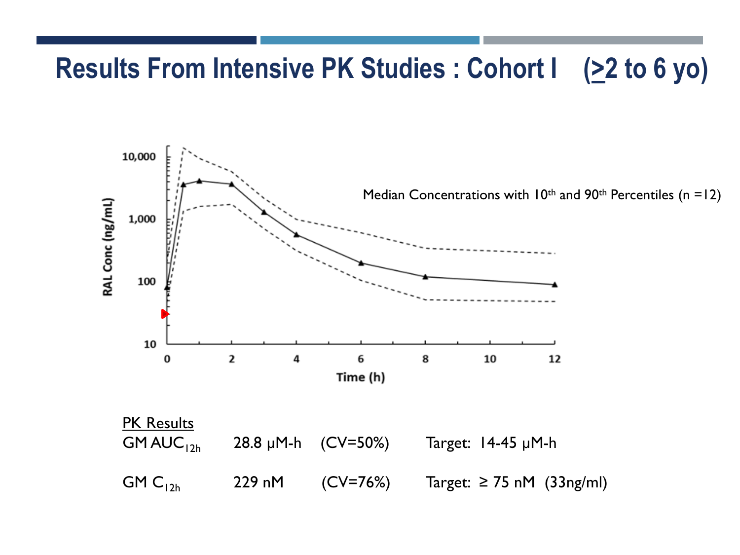# Results From Intensive PK Studies : Cohort I (≥2 to 6 yo)

Median Concentrations with 10th and 90th Percentiles (n =12)

RAL Conc (ng/mL)

Time (h)

<u>PK Results</u>

| | | | |
|---|---|---|---|
| GM $AUC_{12h}$ | 28.8 μM-h | (CV=50%) | Target: 14-45 μM-h |
| GM $C_{12h}$ | 229 nM | (CV=76%) | Target: ≥ 75 nM (33ng/ml) |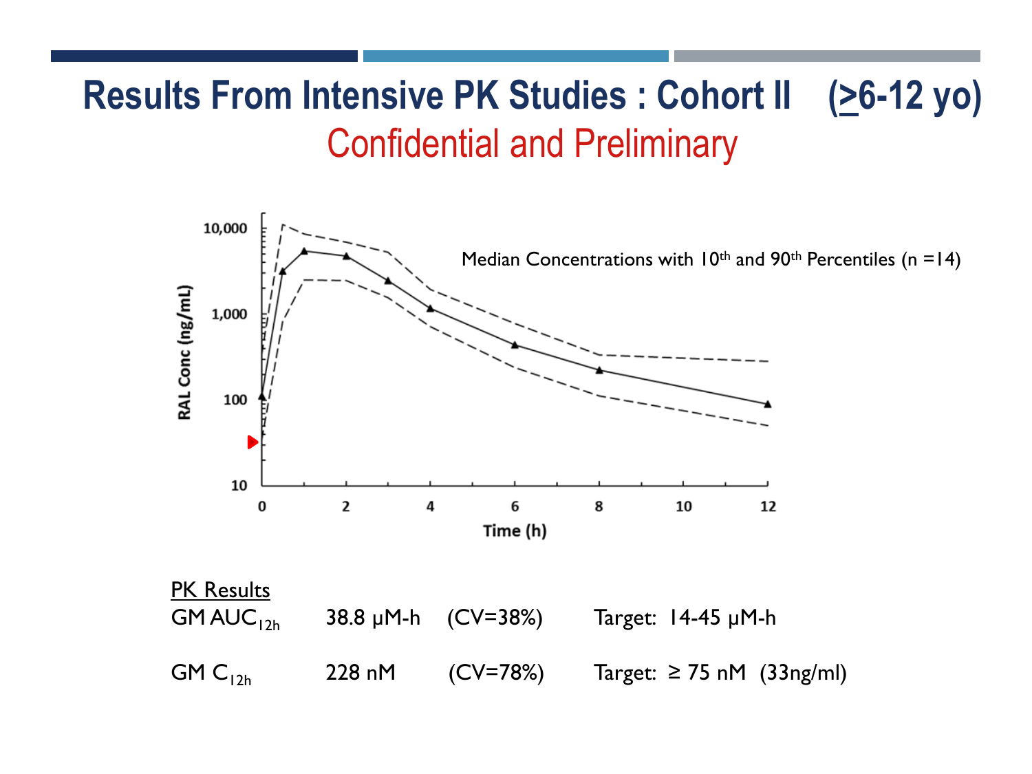# Results From Intensive PK Studies : Cohort II (≥6-12 yo)

## Confidential and Preliminary

Median Concentrations with 10th and 90th Percentiles (n =14)

RAL Conc (ng/mL)

Time (h)

<u>PK Results</u>

| | | | |
|---|---|---|---|
| GM $AUC_{12h}$ | 38.8 μM-h | (CV=38%) | Target: 14-45 μM-h |
| GM $C_{12h}$ | 228 nM | (CV=78%) | Target: ≥ 75 nM (33ng/ml) |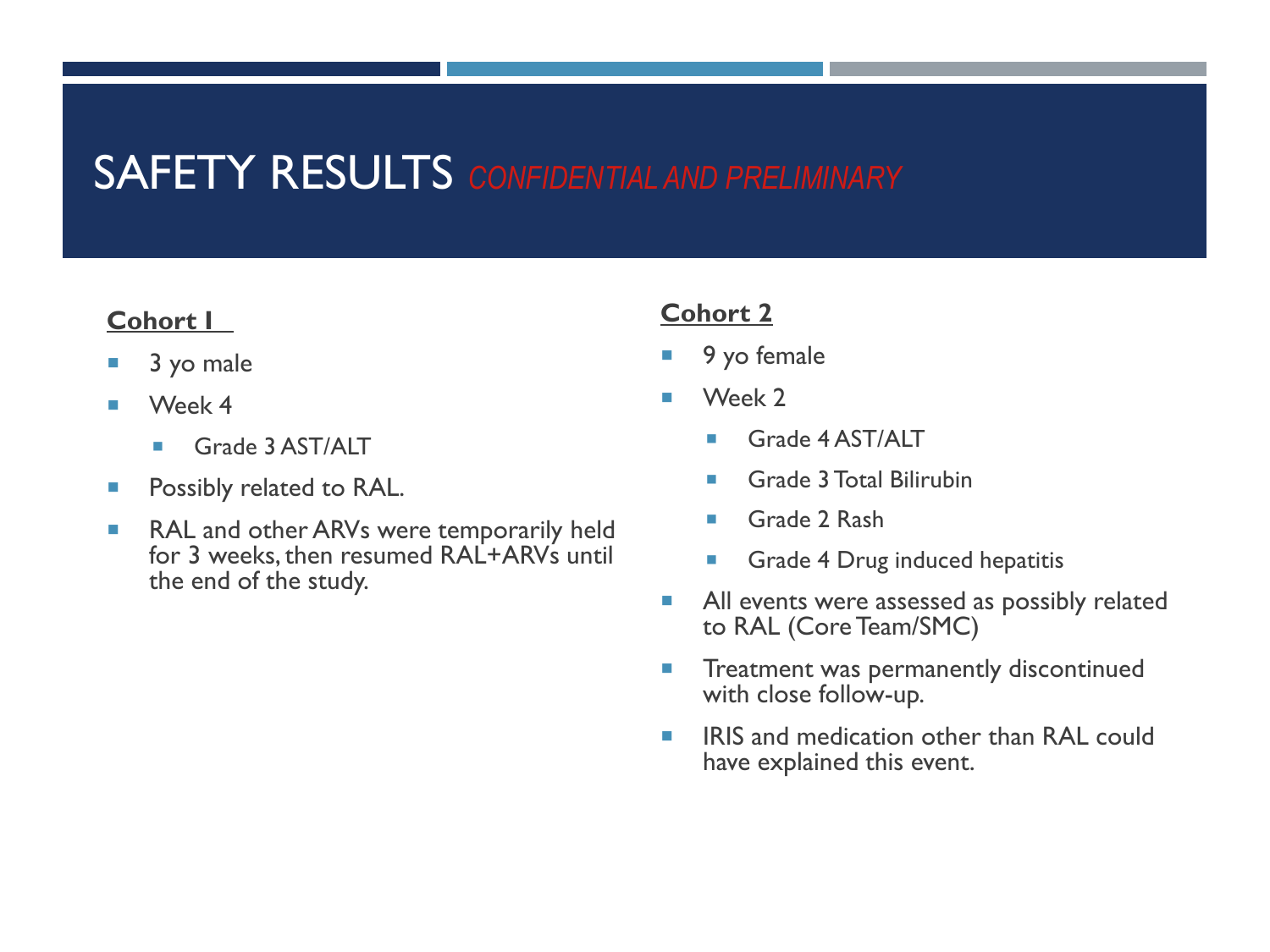# SAFETY RESULTS *CONFIDENTIAL AND PRELIMINARY*

**Cohort 1**

- 3 yo male
- Week 4
  - Grade 3 AST/ALT
- Possibly related to RAL.
- RAL and other ARVs were temporarily held for 3 weeks, then resumed RAL+ARVs until the end of the study.

**Cohort 2**

- 9 yo female
- Week 2
  - Grade 4 AST/ALT
  - Grade 3 Total Bilirubin
  - Grade 2 Rash
  - Grade 4 Drug induced hepatitis
- All events were assessed as possibly related to RAL (Core Team/SMC)
- Treatment was permanently discontinued with close follow-up.
- IRIS and medication other than RAL could have explained this event.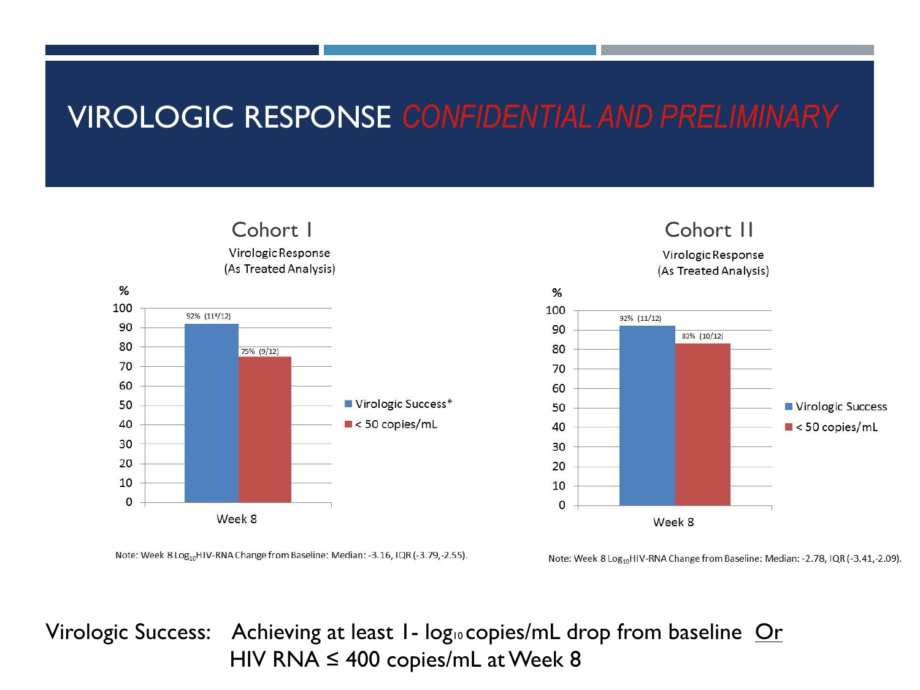# VIROLOGIC RESPONSE *CONFIDENTIAL AND PRELIMINARY*

## Cohort I

Virologic Response
(As Treated Analysis)

| Week 8 | % |
| --- | --- |
| Virologic Success* | 92% (11[a]/12) |
| < 50 copies/mL | 75% (9/12) |

Note: Week 8 $Log_{10}$HIV-RNA Change from Baseline: Median: -3.16, IQR (-3.79,-2.55).

## Cohort II

Virologic Response
(As Treated Analysis)

| Week 8 | % |
| --- | --- |
| Virologic Success | 92% (11/12) |
| < 50 copies/mL | 83% (10/12) |

Note: Week 8 $Log_{10}$HIV-RNA Change from Baseline: Median: -2.78, IQR (-3.41,-2.09).

Virologic Success: Achieving at least 1- $log_{10}$ copies/mL drop from baseline Or HIV RNA ≤ 400 copies/mL at Week 8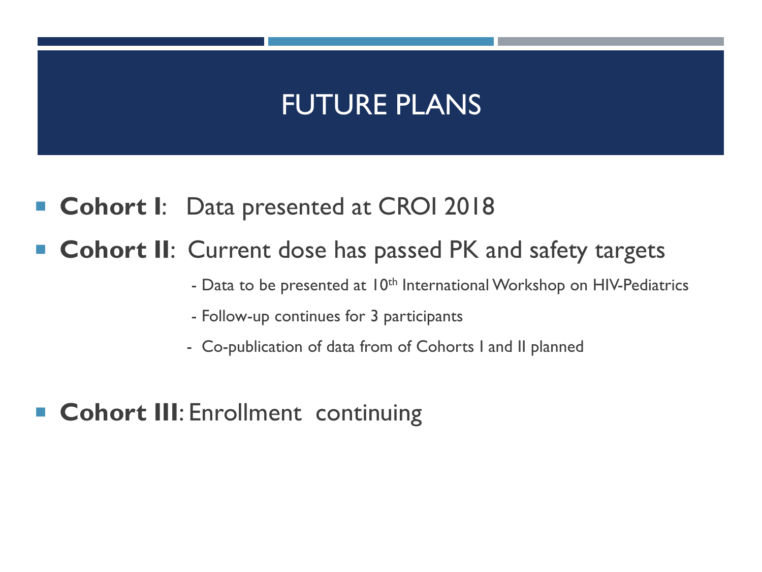# FUTURE PLANS

- **Cohort I**: Data presented at CROI 2018
- **Cohort II**: Current dose has passed PK and safety targets
  - Data to be presented at 10th International Workshop on HIV-Pediatrics
  - Follow-up continues for 3 participants
  - Co-publication of data from of Cohorts I and II planned
- **Cohort III**: Enrollment continuing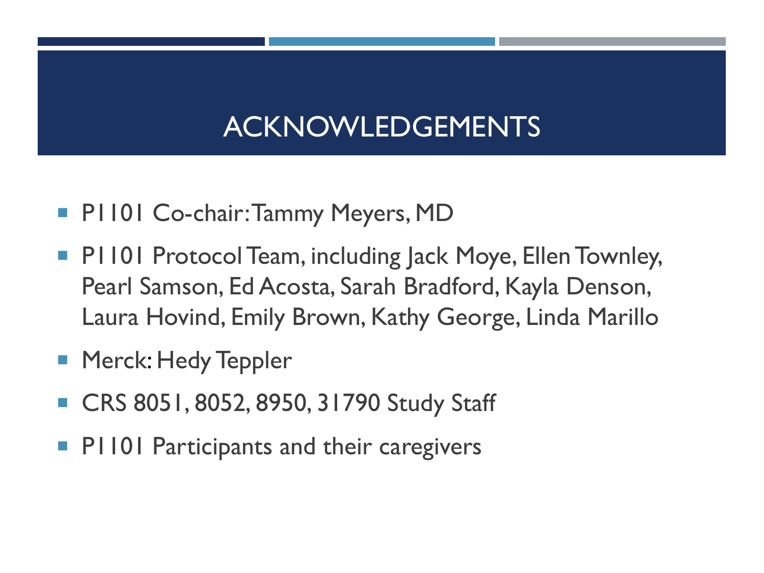# ACKNOWLEDGEMENTS

- P1101 Co-chair: Tammy Meyers, MD
- P1101 Protocol Team, including Jack Moye, Ellen Townley, Pearl Samson, Ed Acosta, Sarah Bradford, Kayla Denson, Laura Hovind, Emily Brown, Kathy George, Linda Marillo
- Merck: Hedy Teppler
- CRS 8051, 8052, 8950, 31790 Study Staff
- P1101 Participants and their caregivers